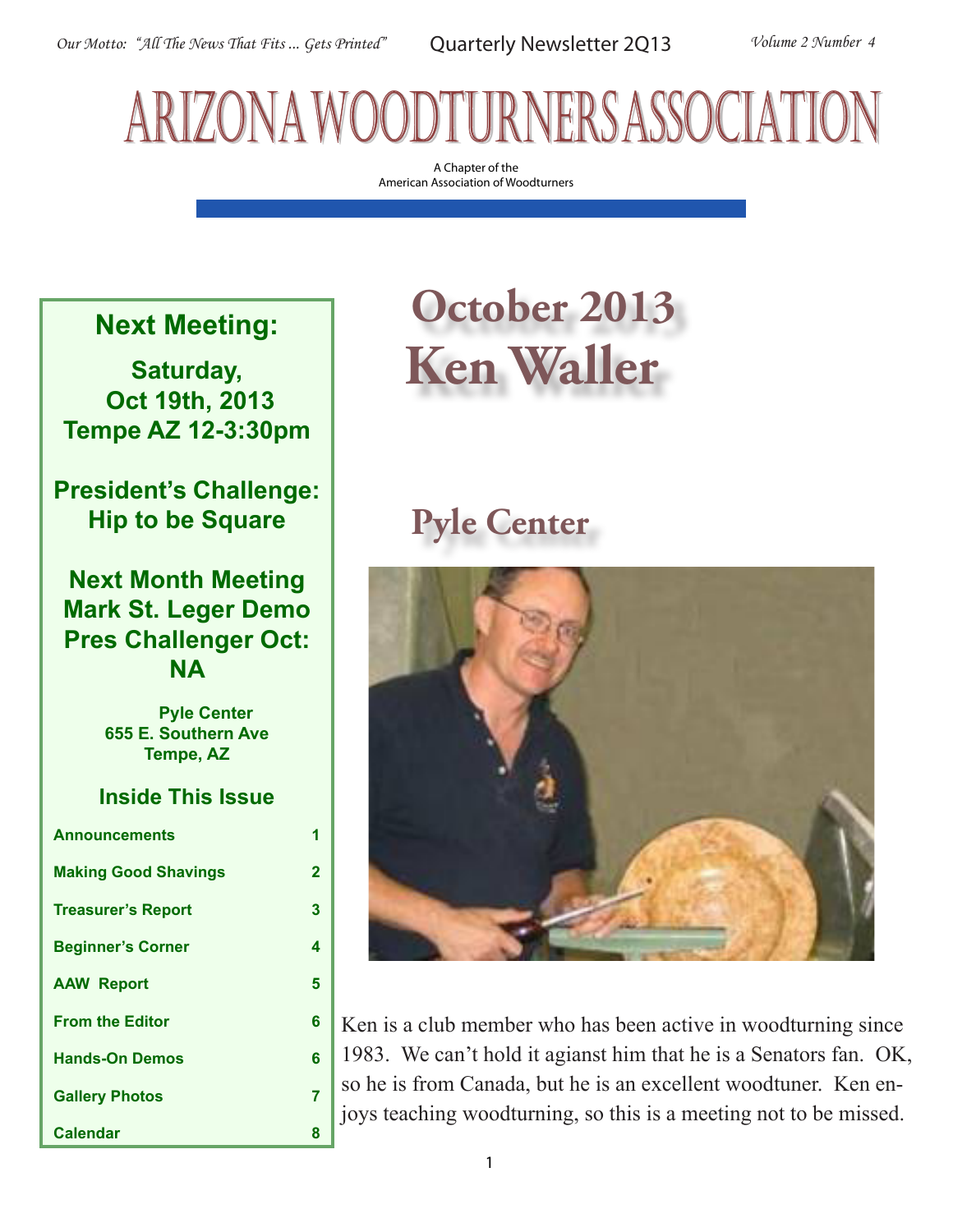*Our Motto: "All The News That Fits ... Gets Printed"* Quarterly Newsletter 2Q13 *Volume 2 Number 4*

# ARIZONA WOODTURNERS ASSOCIATION

A Chapter of the
American Association of Woodturners

## Next Meeting:

**Saturday, Oct 19th, 2013**
**Tempe AZ 12-3:30pm**

**President's Challenge: Hip to be Square**

**Next Month Meeting**
**Mark St. Leger Demo**
**Pres Challenger Oct: NA**

**Pyle Center**
**655 E. Southern Ave**
**Tempe, AZ**

### Inside This Issue

| | |
|---|---|
| Announcements | 1 |
| Making Good Shavings | 2 |
| Treasurer's Report | 3 |
| Beginner's Corner | 4 |
| AAW Report | 5 |
| From the Editor | 6 |
| Hands-On Demos | 6 |
| Gallery Photos | 7 |
| Calendar | 8 |

# October 2013
# Ken Waller

## Pyle Center

Ken is a club member who has been active in woodturning since 1983. We can't hold it agianst him that he is a Senators fan. OK, so he is from Canada, but he is an excellent woodtuner. Ken enjoys teaching woodturning, so this is a meeting not to be missed.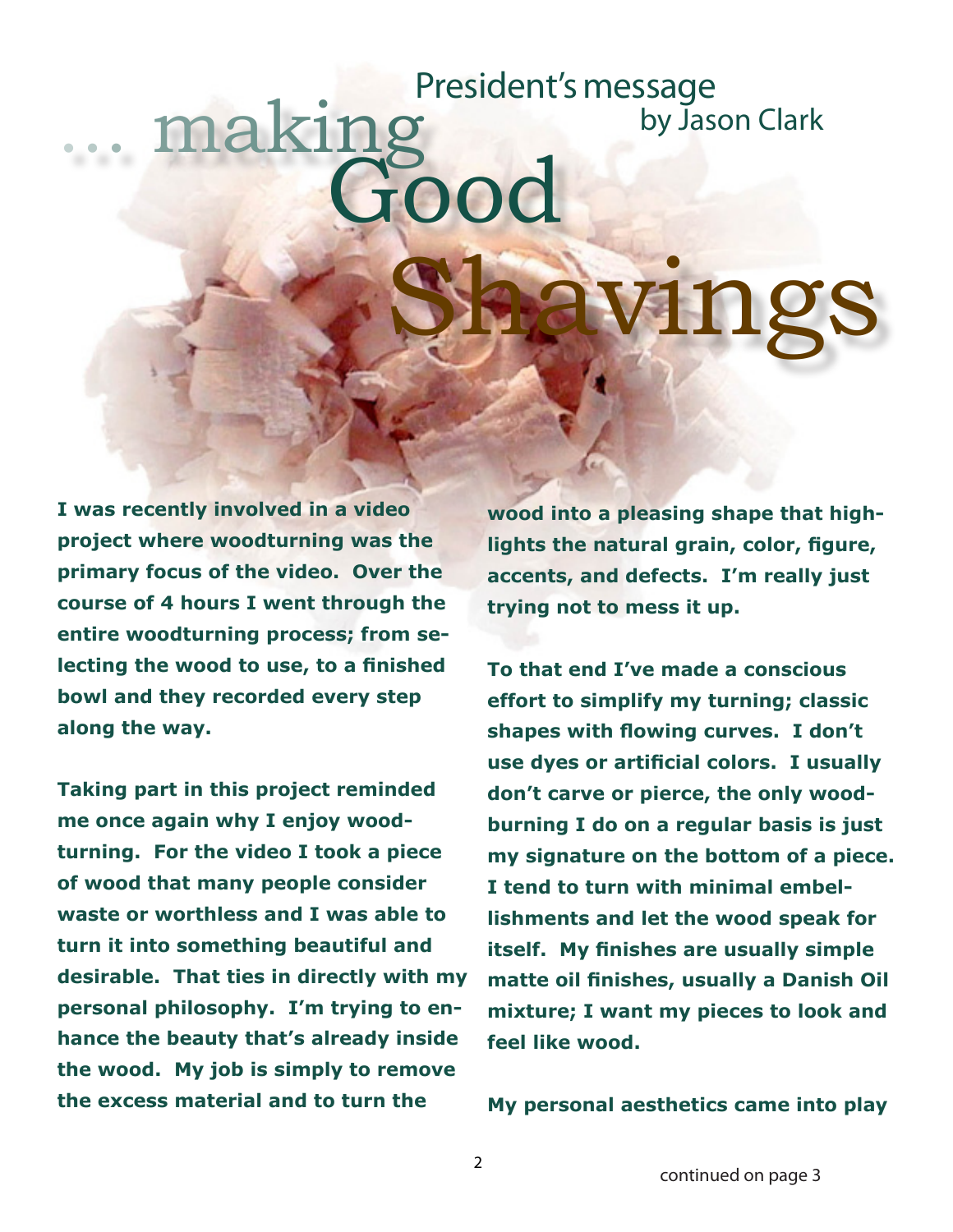# ... making Good Shavings

## President's message
by Jason Clark

**I was recently involved in a video project where woodturning was the primary focus of the video. Over the course of 4 hours I went through the entire woodturning process; from selecting the wood to use, to a finished bowl and they recorded every step along the way.**

**Taking part in this project reminded me once again why I enjoy woodturning. For the video I took a piece of wood that many people consider waste or worthless and I was able to turn it into something beautiful and desirable. That ties in directly with my personal philosophy. I'm trying to enhance the beauty that's already inside the wood. My job is simply to remove the excess material and to turn the wood into a pleasing shape that highlights the natural grain, color, figure, accents, and defects. I'm really just trying not to mess it up.**

**To that end I've made a conscious effort to simplify my turning; classic shapes with flowing curves. I don't use dyes or artificial colors. I usually don't carve or pierce, the only woodburning I do on a regular basis is just my signature on the bottom of a piece. I tend to turn with minimal embellishments and let the wood speak for itself. My finishes are usually simple matte oil finishes, usually a Danish Oil mixture; I want my pieces to look and feel like wood.**

**My personal aesthetics came into play**

continued on page 3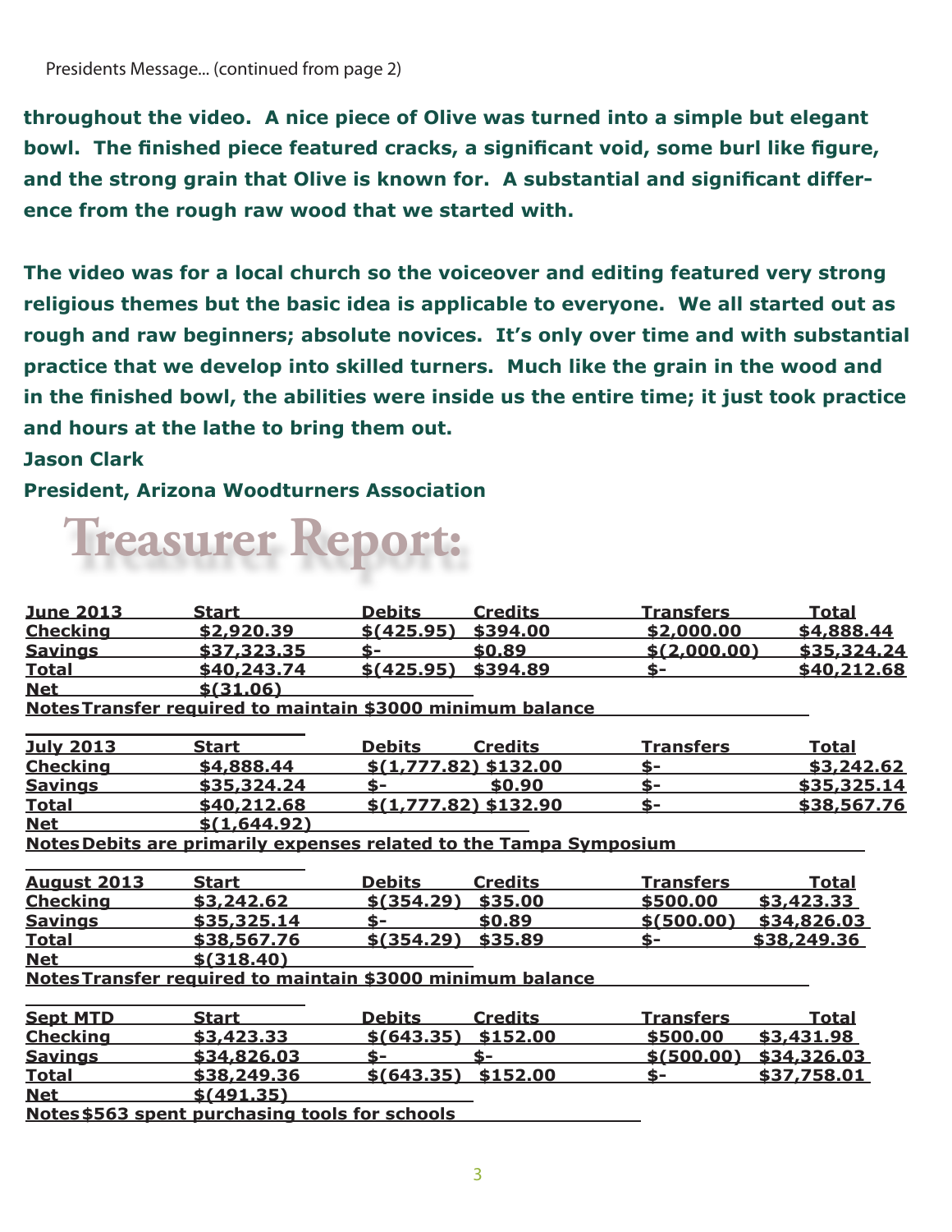Presidents Message... (continued from page 2)

**throughout the video. A nice piece of Olive was turned into a simple but elegant bowl. The finished piece featured cracks, a significant void, some burl like figure, and the strong grain that Olive is known for. A substantial and significant difference from the rough raw wood that we started with.**

**The video was for a local church so the voiceover and editing featured very strong religious themes but the basic idea is applicable to everyone. We all started out as rough and raw beginners; absolute novices. It's only over time and with substantial practice that we develop into skilled turners. Much like the grain in the wood and in the finished bowl, the abilities were inside us the entire time; it just took practice and hours at the lathe to bring them out.**

**Jason Clark**

**President, Arizona Woodturners Association**

# Treasurer Report:

| June 2013 | Start | Debits | Credits | Transfers | Total |
|---|---|---|---|---|---|
| Checking | $2,920.39 | $(425.95) | $394.00 | $2,000.00 | $4,888.44 |
| Savings | $37,323.35 | $- | $0.89 | $(2,000.00) | $35,324.24 |
| Total | $40,243.74 | $(425.95) | $394.89 | $- | $40,212.68 |
| Net | $(31.06) | | | | |

Notes Transfer required to maintain $3000 minimum balance

| July 2013 | Start | Debits | Credits | Transfers | Total |
|---|---|---|---|---|---|
| Checking | $4,888.44 | $(1,777.82) | $132.00 | $- | $3,242.62 |
| Savings | $35,324.24 | $- | $0.90 | $- | $35,325.14 |
| Total | $40,212.68 | $(1,777.82) | $132.90 | $- | $38,567.76 |
| Net | $(1,644.92) | | | | |

Notes Debits are primarily expenses related to the Tampa Symposium

| August 2013 | Start | Debits | Credits | Transfers | Total |
|---|---|---|---|---|---|
| Checking | $3,242.62 | $(354.29) | $35.00 | $500.00 | $3,423.33 |
| Savings | $35,325.14 | $- | $0.89 | $(500.00) | $34,826.03 |
| Total | $38,567.76 | $(354.29) | $35.89 | $- | $38,249.36 |
| Net | $(318.40) | | | | |

Notes Transfer required to maintain $3000 minimum balance

| Sept MTD | Start | Debits | Credits | Transfers | Total |
|---|---|---|---|---|---|
| Checking | $3,423.33 | $(643.35) | $152.00 | $500.00 | $3,431.98 |
| Savings | $34,826.03 | $- | $- | $(500.00) | $34,326.03 |
| Total | $38,249.36 | $(643.35) | $152.00 | $- | $37,758.01 |
| Net | $(491.35) | | | | |

Notes $563 spent purchasing tools for schools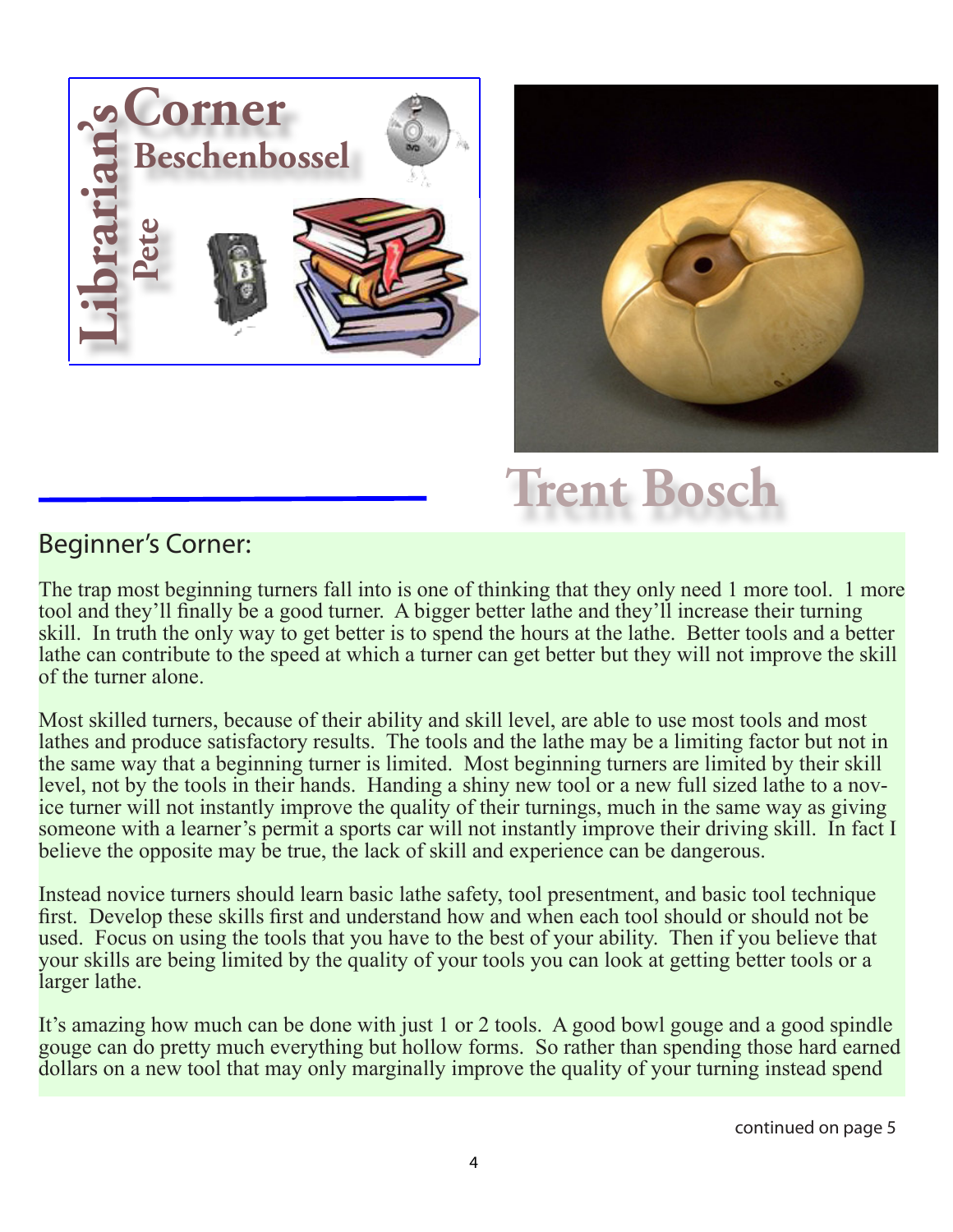# Librarian's Corner

## Pete Beschenbossel

## Trent Bosch

### Beginner's Corner:

The trap most beginning turners fall into is one of thinking that they only need 1 more tool. 1 more tool and they'll finally be a good turner. A bigger better lathe and they'll increase their turning skill. In truth the only way to get better is to spend the hours at the lathe. Better tools and a better lathe can contribute to the speed at which a turner can get better but they will not improve the skill of the turner alone.

Most skilled turners, because of their ability and skill level, are able to use most tools and most lathes and produce satisfactory results. The tools and the lathe may be a limiting factor but not in the same way that a beginning turner is limited. Most beginning turners are limited by their skill level, not by the tools in their hands. Handing a shiny new tool or a new full sized lathe to a novice turner will not instantly improve the quality of their turnings, much in the same way as giving someone with a learner's permit a sports car will not instantly improve their driving skill. In fact I believe the opposite may be true, the lack of skill and experience can be dangerous.

Instead novice turners should learn basic lathe safety, tool presentment, and basic tool technique first. Develop these skills first and understand how and when each tool should or should not be used. Focus on using the tools that you have to the best of your ability. Then if you believe that your skills are being limited by the quality of your tools you can look at getting better tools or a larger lathe.

It's amazing how much can be done with just 1 or 2 tools. A good bowl gouge and a good spindle gouge can do pretty much everything but hollow forms. So rather than spending those hard earned dollars on a new tool that may only marginally improve the quality of your turning instead spend

continued on page 5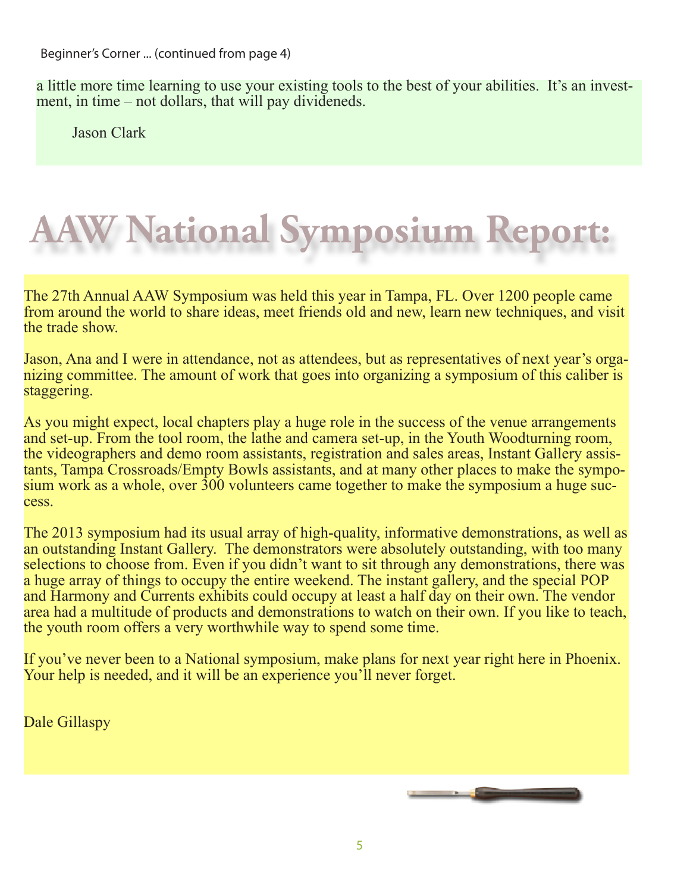Beginner's Corner ... (continued from page 4)

a little more time learning to use your existing tools to the best of your abilities. It's an investment, in time – not dollars, that will pay divideneds.

Jason Clark

# AAW National Symposium Report:

The 27th Annual AAW Symposium was held this year in Tampa, FL. Over 1200 people came from around the world to share ideas, meet friends old and new, learn new techniques, and visit the trade show.

Jason, Ana and I were in attendance, not as attendees, but as representatives of next year's organizing committee. The amount of work that goes into organizing a symposium of this caliber is staggering.

As you might expect, local chapters play a huge role in the success of the venue arrangements and set-up. From the tool room, the lathe and camera set-up, in the Youth Woodturning room, the videographers and demo room assistants, registration and sales areas, Instant Gallery assistants, Tampa Crossroads/Empty Bowls assistants, and at many other places to make the symposium work as a whole, over 300 volunteers came together to make the symposium a huge success.

The 2013 symposium had its usual array of high-quality, informative demonstrations, as well as an outstanding Instant Gallery. The demonstrators were absolutely outstanding, with too many selections to choose from. Even if you didn't want to sit through any demonstrations, there was a huge array of things to occupy the entire weekend. The instant gallery, and the special POP and Harmony and Currents exhibits could occupy at least a half day on their own. The vendor area had a multitude of products and demonstrations to watch on their own. If you like to teach, the youth room offers a very worthwhile way to spend some time.

If you've never been to a National symposium, make plans for next year right here in Phoenix. Your help is needed, and it will be an experience you'll never forget.

Dale Gillaspy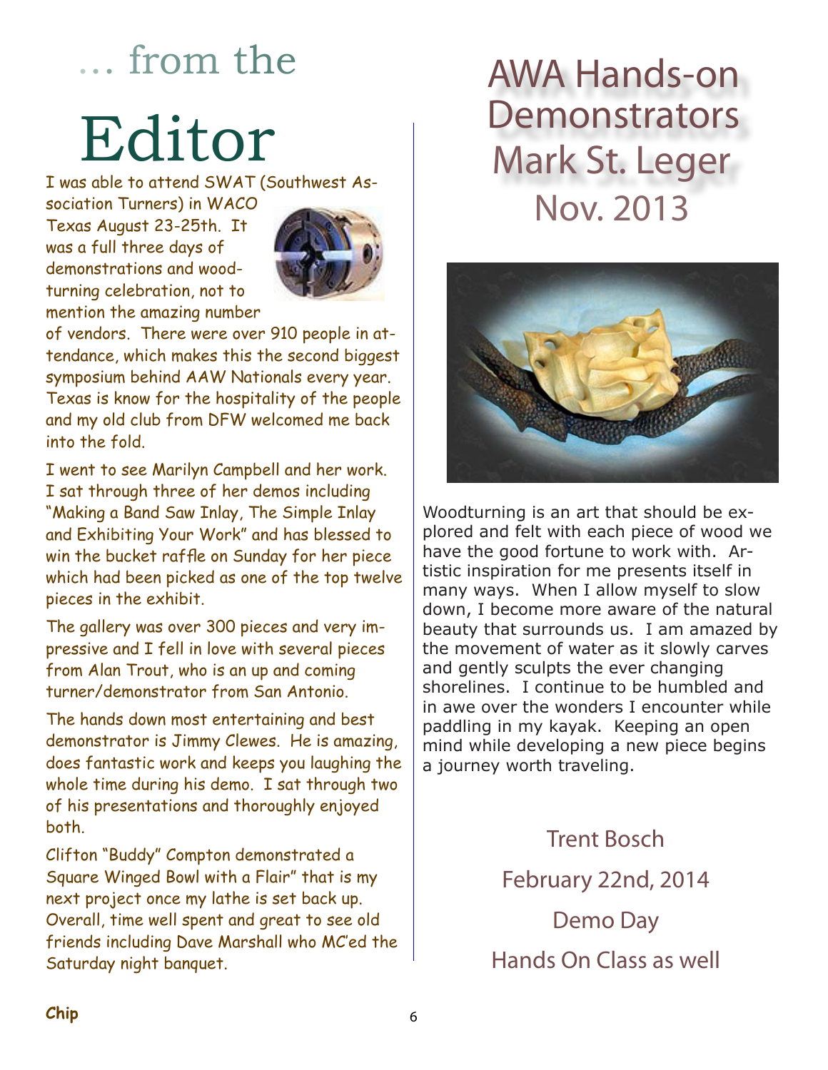# … from the Editor

I was able to attend SWAT (Southwest Association Turners) in WACO Texas August 23-25th. It was a full three days of demonstrations and woodturning celebration, not to mention the amazing number of vendors. There were over 910 people in attendance, which makes this the second biggest symposium behind AAW Nationals every year. Texas is know for the hospitality of the people and my old club from DFW welcomed me back into the fold.

I went to see Marilyn Campbell and her work. I sat through three of her demos including "Making a Band Saw Inlay, The Simple Inlay and Exhibiting Your Work" and has blessed to win the bucket raffle on Sunday for her piece which had been picked as one of the top twelve pieces in the exhibit.

The gallery was over 300 pieces and very impressive and I fell in love with several pieces from Alan Trout, who is an up and coming turner/demonstrator from San Antonio.

The hands down most entertaining and best demonstrator is Jimmy Clewes. He is amazing, does fantastic work and keeps you laughing the whole time during his demo. I sat through two of his presentations and thoroughly enjoyed both.

Clifton "Buddy" Compton demonstrated a Square Winged Bowl with a Flair" that is my next project once my lathe is set back up. Overall, time well spent and great to see old friends including Dave Marshall who MC'ed the Saturday night banquet.

**Chip**

# AWA Hands-on Demonstrators Mark St. Leger Nov. 2013

Woodturning is an art that should be explored and felt with each piece of wood we have the good fortune to work with. Artistic inspiration for me presents itself in many ways. When I allow myself to slow down, I become more aware of the natural beauty that surrounds us. I am amazed by the movement of water as it slowly carves and gently sculpts the ever changing shorelines. I continue to be humbled and in awe over the wonders I encounter while paddling in my kayak. Keeping an open mind while developing a new piece begins a journey worth traveling.

Trent Bosch

February 22nd, 2014

Demo Day

Hands On Class as well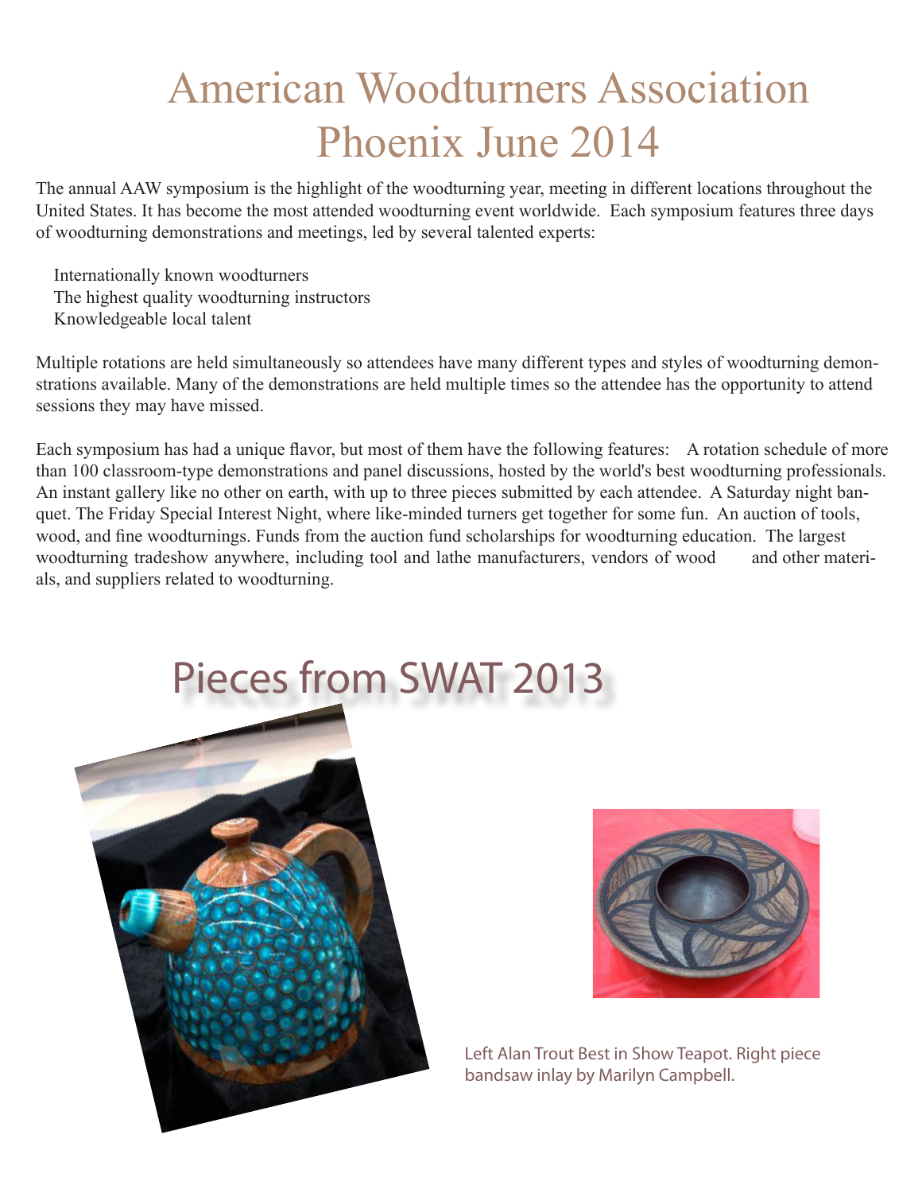# American Woodturners Association
# Phoenix June 2014

The annual AAW symposium is the highlight of the woodturning year, meeting in different locations throughout the United States. It has become the most attended woodturning event worldwide. Each symposium features three days of woodturning demonstrations and meetings, led by several talented experts:

Internationally known woodturners
The highest quality woodturning instructors
Knowledgeable local talent

Multiple rotations are held simultaneously so attendees have many different types and styles of woodturning demonstrations available. Many of the demonstrations are held multiple times so the attendee has the opportunity to attend sessions they may have missed.

Each symposium has had a unique flavor, but most of them have the following features: A rotation schedule of more than 100 classroom-type demonstrations and panel discussions, hosted by the world's best woodturning professionals. An instant gallery like no other on earth, with up to three pieces submitted by each attendee. A Saturday night banquet. The Friday Special Interest Night, where like-minded turners get together for some fun. An auction of tools, wood, and fine woodturnings. Funds from the auction fund scholarships for woodturning education. The largest woodturning tradeshow anywhere, including tool and lathe manufacturers, vendors of wood and other materials, and suppliers related to woodturning.

## Pieces from SWAT 2013

Left Alan Trout Best in Show Teapot. Right piece bandsaw inlay by Marilyn Campbell.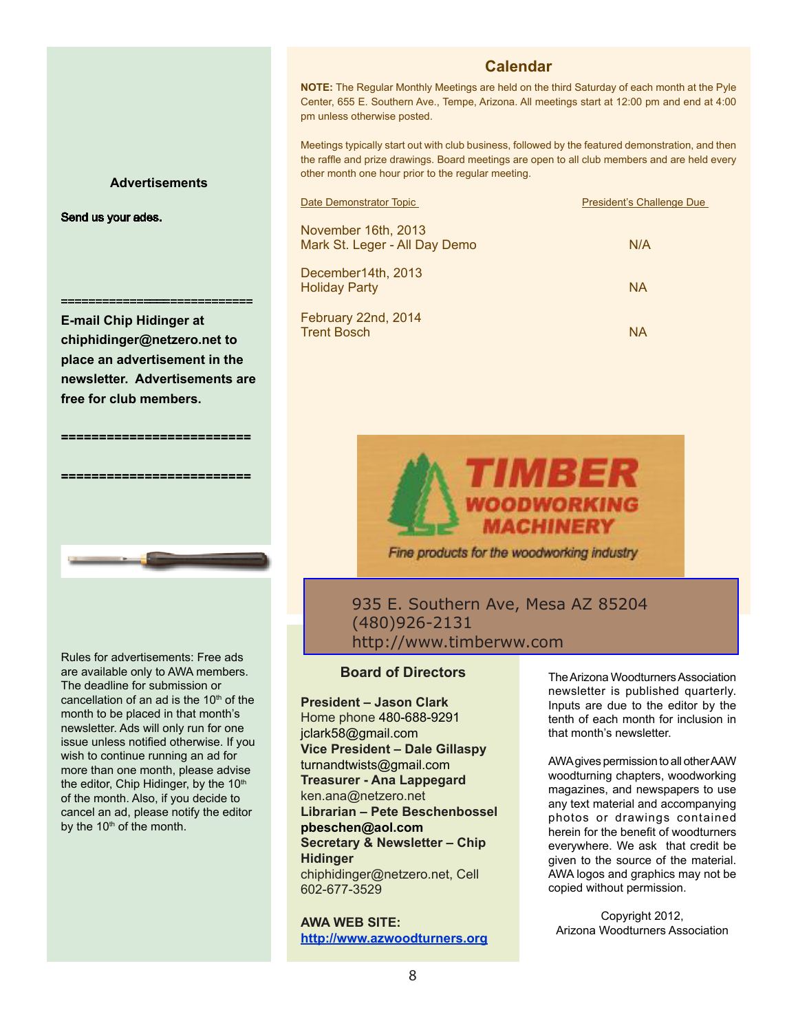## Calendar

**NOTE:** The Regular Monthly Meetings are held on the third Saturday of each month at the Pyle Center, 655 E. Southern Ave., Tempe, Arizona. All meetings start at 12:00 pm and end at 4:00 pm unless otherwise posted.

Meetings typically start out with club business, followed by the featured demonstration, and then the raffle and prize drawings. Board meetings are open to all club members and are held every other month one hour prior to the regular meeting.

| Date Demonstrator Topic | President's Challenge Due |
|---|---|
| November 16th, 2013<br>Mark St. Leger - All Day Demo | N/A |
| December14th, 2013<br>Holiday Party | NA |
| February 22nd, 2014<br>Trent Bosch | NA |

TIMBER WOODWORKING MACHINERY

*Fine products for the woodworking industry*

935 E. Southern Ave, Mesa AZ 85204
(480)926-2131
http://www.timberww.com

### Advertisements

**Send us your ades.**

==============================

**E-mail Chip Hidinger at chiphidinger@netzero.net to place an advertisement in the newsletter. Advertisements are free for club members.**

==========================

==========================

Rules for advertisements: Free ads are available only to AWA members. The deadline for submission or cancellation of an ad is the 10th of the month to be placed in that month's newsletter. Ads will only run for one issue unless notified otherwise. If you wish to continue running an ad for more than one month, please advise the editor, Chip Hidinger, by the 10th of the month. Also, if you decide to cancel an ad, please notify the editor by the 10th of the month.

### Board of Directors

**President – Jason Clark**
Home phone 480-688-9291
jclark58@gmail.com
**Vice President – Dale Gillaspy**
turnandtwists@gmail.com
**Treasurer - Ana Lappegard**
ken.ana@netzero.net
**Librarian – Pete Beschenbossel**
**pbeschen@aol.com**
**Secretary & Newsletter – Chip Hidinger**
chiphidinger@netzero.net, Cell 602-677-3529

**AWA WEB SITE:**
**http://www.azwoodturners.org**

The Arizona Woodturners Association newsletter is published quarterly. Inputs are due to the editor by the tenth of each month for inclusion in that month's newsletter.

AWA gives permission to all other AAW woodturning chapters, woodworking magazines, and newspapers to use any text material and accompanying photos or drawings contained herein for the benefit of woodturners everywhere. We ask that credit be given to the source of the material. AWA logos and graphics may not be copied without permission.

Copyright 2012,
Arizona Woodturners Association